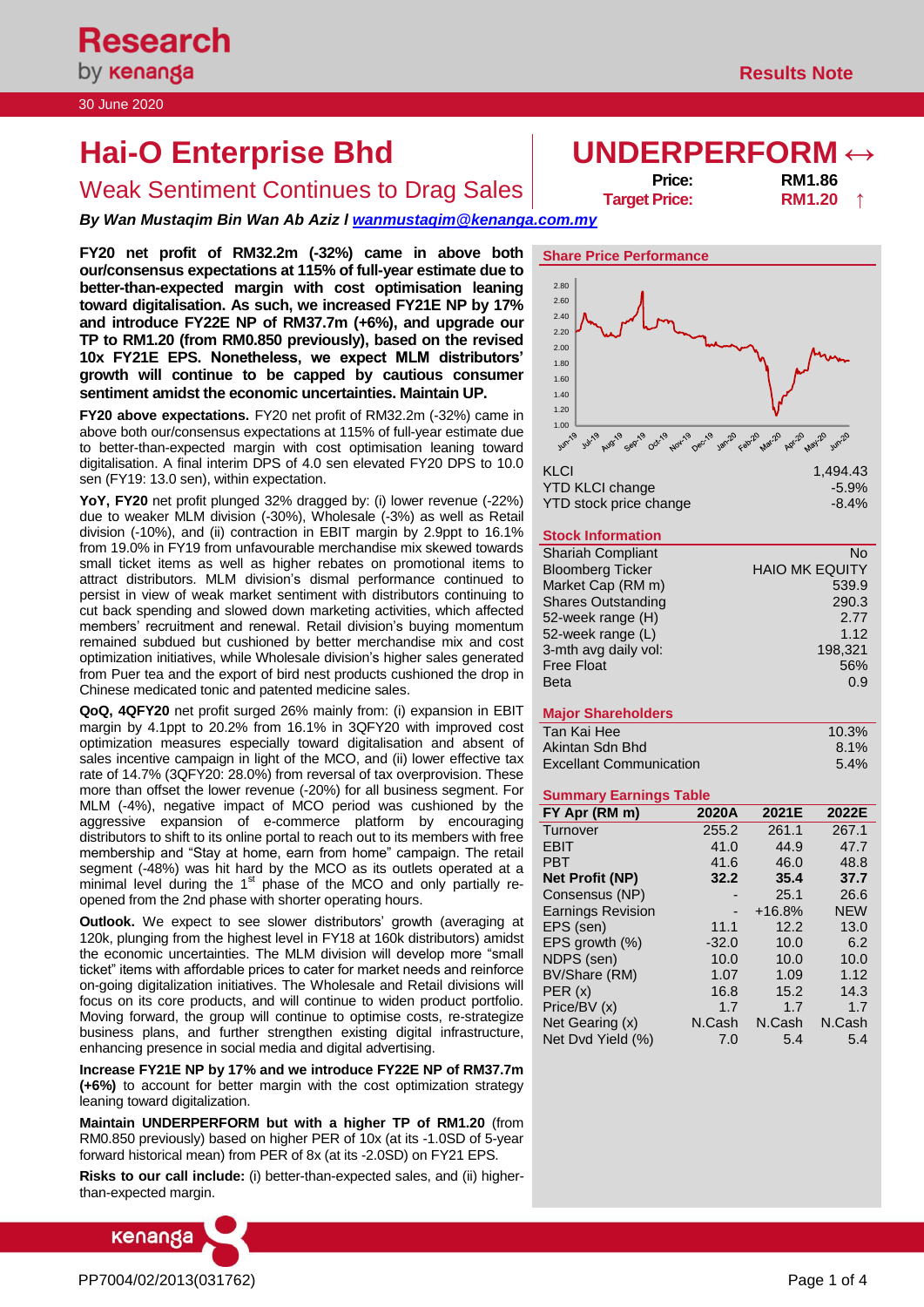Research by kenanga

Results Note

30 June 2020

# Hai-O Enterprise Bhd

## Weak Sentiment Continues to Drag Sales

# UNDERPERFORM ↔

**Price:** RM1.86

**Target Price:** RM1.20 ↑

*By Wan Mustaqim Bin Wan Ab Aziz l wanmustaqim@kenanga.com.my*

**FY20 net profit of RM32.2m (-32%) came in above both our/consensus expectations at 115% of full-year estimate due to better-than-expected margin with cost optimisation leaning toward digitalisation. As such, we increased FY21E NP by 17% and introduce FY22E NP of RM37.7m (+6%), and upgrade our TP to RM1.20 (from RM0.850 previously), based on the revised 10x FY21E EPS. Nonetheless, we expect MLM distributors' growth will continue to be capped by cautious consumer sentiment amidst the economic uncertainties. Maintain UP.**

**FY20 above expectations.** FY20 net profit of RM32.2m (-32%) came in above both our/consensus expectations at 115% of full-year estimate due to better-than-expected margin with cost optimisation leaning toward digitalisation. A final interim DPS of 4.0 sen elevated FY20 DPS to 10.0 sen (FY19: 13.0 sen), within expectation.

**YoY, FY20** net profit plunged 32% dragged by: (i) lower revenue (-22%) due to weaker MLM division (-30%), Wholesale (-3%) as well as Retail division (-10%), and (ii) contraction in EBIT margin by 2.9ppt to 16.1% from 19.0% in FY19 from unfavourable merchandise mix skewed towards small ticket items as well as higher rebates on promotional items to attract distributors. MLM division's dismal performance continued to persist in view of weak market sentiment with distributors continuing to cut back spending and slowed down marketing activities, which affected members' recruitment and renewal. Retail division's buying momentum remained subdued but cushioned by better merchandise mix and cost optimization initiatives, while Wholesale division's higher sales generated from Puer tea and the export of bird nest products cushioned the drop in Chinese medicated tonic and patented medicine sales.

**QoQ, 4QFY20** net profit surged 26% mainly from: (i) expansion in EBIT margin by 4.1ppt to 20.2% from 16.1% in 3QFY20 with improved cost optimization measures especially toward digitalisation and absent of sales incentive campaign in light of the MCO, and (ii) lower effective tax rate of 14.7% (3QFY20: 28.0%) from reversal of tax overprovision. These more than offset the lower revenue (-20%) for all business segment. For MLM (-4%), negative impact of MCO period was cushioned by the aggressive expansion of e-commerce platform by encouraging distributors to shift to its online portal to reach out to its members with free membership and "Stay at home, earn from home" campaign. The retail segment (-48%) was hit hard by the MCO as its outlets operated at a minimal level during the 1st phase of the MCO and only partially re-opened from the 2nd phase with shorter operating hours.

**Outlook.** We expect to see slower distributors' growth (averaging at 120k, plunging from the highest level in FY18 at 160k distributors) amidst the economic uncertainties. The MLM division will develop more "small ticket" items with affordable prices to cater for market needs and reinforce on-going digitalization initiatives. The Wholesale and Retail divisions will focus on its core products, and will continue to widen product portfolio. Moving forward, the group will continue to optimise costs, re-strategize business plans, and further strengthen existing digital infrastructure, enhancing presence in social media and digital advertising.

**Increase FY21E NP by 17% and we introduce FY22E NP of RM37.7m (+6%)** to account for better margin with the cost optimization strategy leaning toward digitalization.

**Maintain UNDERPERFORM but with a higher TP of RM1.20** (from RM0.850 previously) based on higher PER of 10x (at its -1.0SD of 5-year forward historical mean) from PER of 8x (at its -2.0SD) on FY21 EPS.

**Risks to our call include:** (i) better-than-expected sales, and (ii) higher-than-expected margin.

### Share Price Performance

2.80
2.60
2.40
2.20
2.00
1.80
1.60
1.40
1.20
1.00

Jun-19 Jul-19 Aug-19 Sep-19 Oct-19 Nov-19 Dec-19 Jan-20 Feb-20 Mar-20 Apr-20 May-20 Jun-20

| | |
|---|---|
| KLCI | 1,494.43 |
| YTD KLCI change | -5.9% |
| YTD stock price change | -8.4% |

### Stock Information

| | |
|---|---|
| Shariah Compliant | No |
| Bloomberg Ticker | HAIO MK EQUITY |
| Market Cap (RM m) | 539.9 |
| Shares Outstanding | 290.3 |
| 52-week range (H) | 2.77 |
| 52-week range (L) | 1.12 |
| 3-mth avg daily vol: | 198,321 |
| Free Float | 56% |
| Beta | 0.9 |

### Major Shareholders

| | |
|---|---|
| Tan Kai Hee | 10.3% |
| Akintan Sdn Bhd | 8.1% |
| Excellant Communication | 5.4% |

### Summary Earnings Table

| FY Apr (RM m) | 2020A | 2021E | 2022E |
|---|---|---|---|
| Turnover | 255.2 | 261.1 | 267.1 |
| EBIT | 41.0 | 44.9 | 47.7 |
| PBT | 41.6 | 46.0 | 48.8 |
| **Net Profit (NP)** | **32.2** | **35.4** | **37.7** |
| Consensus (NP) | - | 25.1 | 26.6 |
| Earnings Revision | - | +16.8% | NEW |
| EPS (sen) | 11.1 | 12.2 | 13.0 |
| EPS growth (%) | -32.0 | 10.0 | 6.2 |
| NDPS (sen) | 10.0 | 10.0 | 10.0 |
| BV/Share (RM) | 1.07 | 1.09 | 1.12 |
| PER (x) | 16.8 | 15.2 | 14.3 |
| Price/BV (x) | 1.7 | 1.7 | 1.7 |
| Net Gearing (x) | N.Cash | N.Cash | N.Cash |
| Net Dvd Yield (%) | 7.0 | 5.4 | 5.4 |

PP7004/02/2013(031762)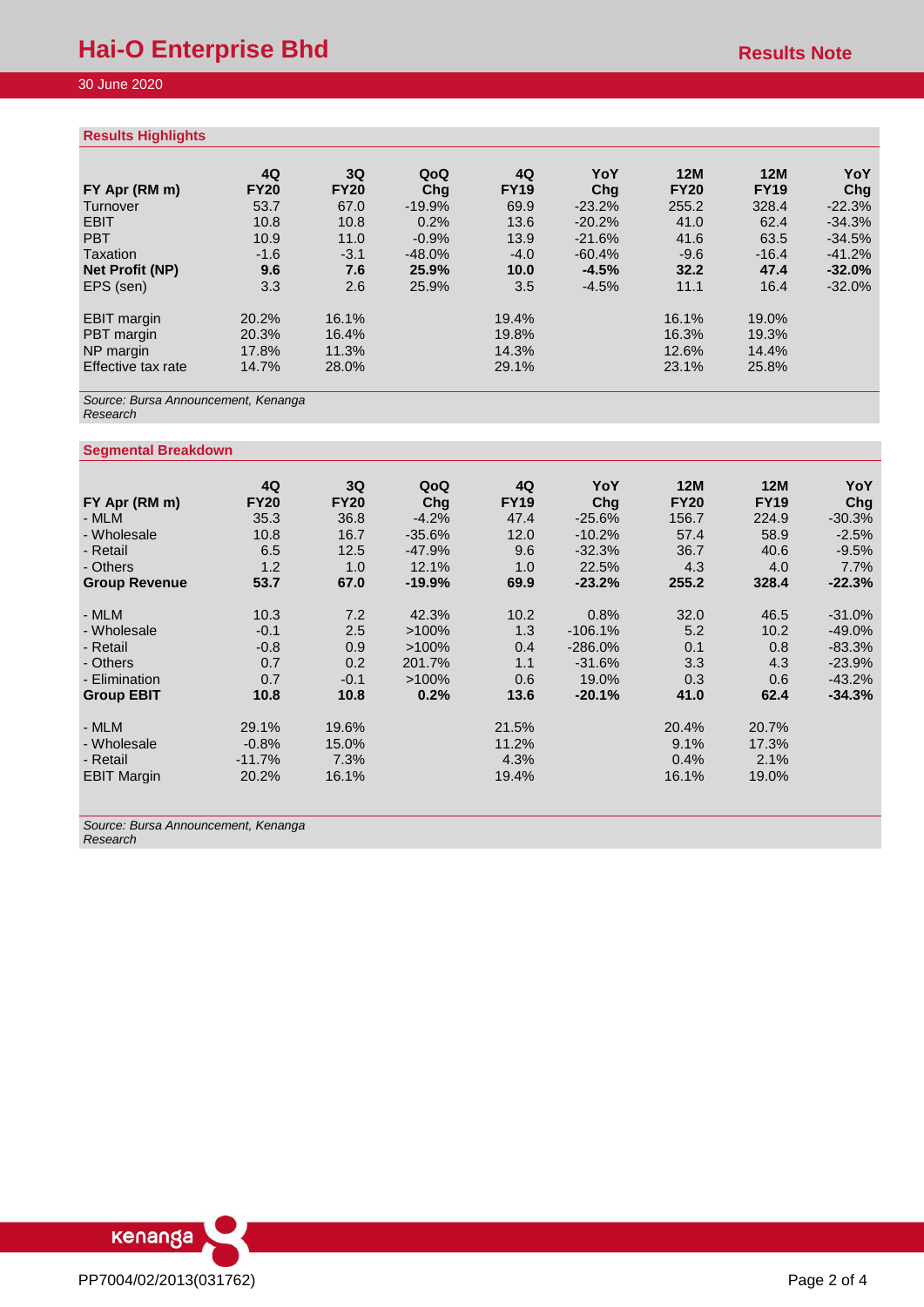## Results Highlights

| FY Apr (RM m) | 4Q FY20 | 3Q FY20 | QoQ Chg | 4Q FY19 | YoY Chg | 12M FY20 | 12M FY19 | YoY Chg |
|---|---|---|---|---|---|---|---|---|
| Turnover | 53.7 | 67.0 | -19.9% | 69.9 | -23.2% | 255.2 | 328.4 | -22.3% |
| EBIT | 10.8 | 10.8 | 0.2% | 13.6 | -20.2% | 41.0 | 62.4 | -34.3% |
| PBT | 10.9 | 11.0 | -0.9% | 13.9 | -21.6% | 41.6 | 63.5 | -34.5% |
| Taxation | -1.6 | -3.1 | -48.0% | -4.0 | -60.4% | -9.6 | -16.4 | -41.2% |
| **Net Profit (NP)** | **9.6** | **7.6** | **25.9%** | **10.0** | **-4.5%** | **32.2** | **47.4** | **-32.0%** |
| EPS (sen) | 3.3 | 2.6 | 25.9% | 3.5 | -4.5% | 11.1 | 16.4 | -32.0% |
| | | | | | | | | |
| EBIT margin | 20.2% | 16.1% | | 19.4% | | 16.1% | 19.0% | |
| PBT margin | 20.3% | 16.4% | | 19.8% | | 16.3% | 19.3% | |
| NP margin | 17.8% | 11.3% | | 14.3% | | 12.6% | 14.4% | |
| Effective tax rate | 14.7% | 28.0% | | 29.1% | | 23.1% | 25.8% | |

*Source: Bursa Announcement, Kenanga Research*

## Segmental Breakdown

| FY Apr (RM m) | 4Q FY20 | 3Q FY20 | QoQ Chg | 4Q FY19 | YoY Chg | 12M FY20 | 12M FY19 | YoY Chg |
|---|---|---|---|---|---|---|---|---|
| - MLM | 35.3 | 36.8 | -4.2% | 47.4 | -25.6% | 156.7 | 224.9 | -30.3% |
| - Wholesale | 10.8 | 16.7 | -35.6% | 12.0 | -10.2% | 57.4 | 58.9 | -2.5% |
| - Retail | 6.5 | 12.5 | -47.9% | 9.6 | -32.3% | 36.7 | 40.6 | -9.5% |
| - Others | 1.2 | 1.0 | 12.1% | 1.0 | 22.5% | 4.3 | 4.0 | 7.7% |
| **Group Revenue** | **53.7** | **67.0** | **-19.9%** | **69.9** | **-23.2%** | **255.2** | **328.4** | **-22.3%** |
| | | | | | | | | |
| - MLM | 10.3 | 7.2 | 42.3% | 10.2 | 0.8% | 32.0 | 46.5 | -31.0% |
| - Wholesale | -0.1 | 2.5 | >100% | 1.3 | -106.1% | 5.2 | 10.2 | -49.0% |
| - Retail | -0.8 | 0.9 | >100% | 0.4 | -286.0% | 0.1 | 0.8 | -83.3% |
| - Others | 0.7 | 0.2 | 201.7% | 1.1 | -31.6% | 3.3 | 4.3 | -23.9% |
| - Elimination | 0.7 | -0.1 | >100% | 0.6 | 19.0% | 0.3 | 0.6 | -43.2% |
| **Group EBIT** | **10.8** | **10.8** | **0.2%** | **13.6** | **-20.1%** | **41.0** | **62.4** | **-34.3%** |
| | | | | | | | | |
| - MLM | 29.1% | 19.6% | | 21.5% | | 20.4% | 20.7% | |
| - Wholesale | -0.8% | 15.0% | | 11.2% | | 9.1% | 17.3% | |
| - Retail | -11.7% | 7.3% | | 4.3% | | 0.4% | 2.1% | |
| EBIT Margin | 20.2% | 16.1% | | 19.4% | | 16.1% | 19.0% | |

*Source: Bursa Announcement, Kenanga Research*

PP7004/02/2013(031762)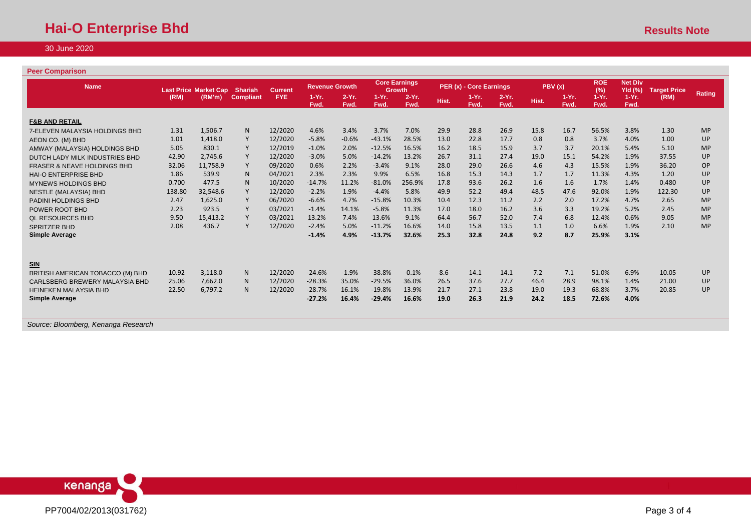Hai-O Enterprise Bhd

Results Note

30 June 2020

## Peer Comparison

| Name | Last Price (RM) | Market Cap (RM'm) | Shariah Compliant | Current FYE | Revenue Growth | | Core Earnings Growth | | PER (x) - Core Earnings | | | PBV (x) | | ROE (%) | Net Div Yld (%) | Target Price (RM) | Rating |
|---|---|---|---|---|---|---|---|---|---|---|---|---|---|---|---|---|---|
| | | | | | 1-Yr. Fwd. | 2-Yr. Fwd. | 1-Yr. Fwd. | 2-Yr. Fwd. | Hist. | 1-Yr. Fwd. | 2-Yr. Fwd. | Hist. | 1-Yr. Fwd. | 1-Yr. Fwd. | 1-Yr. Fwd. | | |
| **F&B AND RETAIL** | | | | | | | | | | | | | | | | | |
| 7-ELEVEN MALAYSIA HOLDINGS BHD | 1.31 | 1,506.7 | N | 12/2020 | 4.6% | 3.4% | 3.7% | 7.0% | 29.9 | 28.8 | 26.9 | 15.8 | 16.7 | 56.5% | 3.8% | 1.30 | MP |
| AEON CO. (M) BHD | 1.01 | 1,418.0 | Y | 12/2020 | -5.8% | -0.6% | -43.1% | 28.5% | 13.0 | 22.8 | 17.7 | 0.8 | 0.8 | 3.7% | 4.0% | 1.00 | UP |
| AMWAY (MALAYSIA) HOLDINGS BHD | 5.05 | 830.1 | Y | 12/2019 | -1.0% | 2.0% | -12.5% | 16.5% | 16.2 | 18.5 | 15.9 | 3.7 | 3.7 | 20.1% | 5.4% | 5.10 | MP |
| DUTCH LADY MILK INDUSTRIES BHD | 42.90 | 2,745.6 | Y | 12/2020 | -3.0% | 5.0% | -14.2% | 13.2% | 26.7 | 31.1 | 27.4 | 19.0 | 15.1 | 54.2% | 1.9% | 37.55 | UP |
| FRASER & NEAVE HOLDINGS BHD | 32.06 | 11,758.9 | Y | 09/2020 | 0.6% | 2.2% | -3.4% | 9.1% | 28.0 | 29.0 | 26.6 | 4.6 | 4.3 | 15.5% | 1.9% | 36.20 | OP |
| HAI-O ENTERPRISE BHD | 1.86 | 539.9 | N | 04/2021 | 2.3% | 2.3% | 9.9% | 6.5% | 16.8 | 15.3 | 14.3 | 1.7 | 1.7 | 11.3% | 4.3% | 1.20 | UP |
| MYNEWS HOLDINGS BHD | 0.700 | 477.5 | N | 10/2020 | -14.7% | 11.2% | -81.0% | 256.9% | 17.8 | 93.6 | 26.2 | 1.6 | 1.6 | 1.7% | 1.4% | 0.480 | UP |
| NESTLE (MALAYSIA) BHD | 138.80 | 32,548.6 | Y | 12/2020 | -2.2% | 1.9% | -4.4% | 5.8% | 49.9 | 52.2 | 49.4 | 48.5 | 47.6 | 92.0% | 1.9% | 122.30 | UP |
| PADINI HOLDINGS BHD | 2.47 | 1,625.0 | Y | 06/2020 | -6.6% | 4.7% | -15.8% | 10.3% | 10.4 | 12.3 | 11.2 | 2.2 | 2.0 | 17.2% | 4.7% | 2.65 | MP |
| POWER ROOT BHD | 2.23 | 923.5 | Y | 03/2021 | -1.4% | 14.1% | -5.8% | 11.3% | 17.0 | 18.0 | 16.2 | 3.6 | 3.3 | 19.2% | 5.2% | 2.45 | MP |
| QL RESOURCES BHD | 9.50 | 15,413.2 | Y | 03/2021 | 13.2% | 7.4% | 13.6% | 9.1% | 64.4 | 56.7 | 52.0 | 7.4 | 6.8 | 12.4% | 0.6% | 9.05 | MP |
| SPRITZER BHD | 2.08 | 436.7 | Y | 12/2020 | -2.4% | 5.0% | -11.2% | 16.6% | 14.0 | 15.8 | 13.5 | 1.1 | 1.0 | 6.6% | 1.9% | 2.10 | MP |
| **Simple Average** | | | | | **-1.4%** | **4.9%** | **-13.7%** | **32.6%** | **25.3** | **32.8** | **24.8** | **9.2** | **8.7** | **25.9%** | **3.1%** | | |
| **SIN** | | | | | | | | | | | | | | | | | |
| BRITISH AMERICAN TOBACCO (M) BHD | 10.92 | 3,118.0 | N | 12/2020 | -24.6% | -1.9% | -38.8% | -0.1% | 8.6 | 14.1 | 14.1 | 7.2 | 7.1 | 51.0% | 6.9% | 10.05 | UP |
| CARLSBERG BREWERY MALAYSIA BHD | 25.06 | 7,662.0 | N | 12/2020 | -28.3% | 35.0% | -29.5% | 36.0% | 26.5 | 37.6 | 27.7 | 46.4 | 28.9 | 98.1% | 1.4% | 21.00 | UP |
| HEINEKEN MALAYSIA BHD | 22.50 | 6,797.2 | N | 12/2020 | -28.7% | 16.1% | -19.8% | 13.9% | 21.7 | 27.1 | 23.8 | 19.0 | 19.3 | 68.8% | 3.7% | 20.85 | UP |
| **Simple Average** | | | | | **-27.2%** | **16.4%** | **-29.4%** | **16.6%** | **19.0** | **26.3** | **21.9** | **24.2** | **18.5** | **72.6%** | **4.0%** | | |

*Source: Bloomberg, Kenanga Research*

PP7004/02/2013(031762)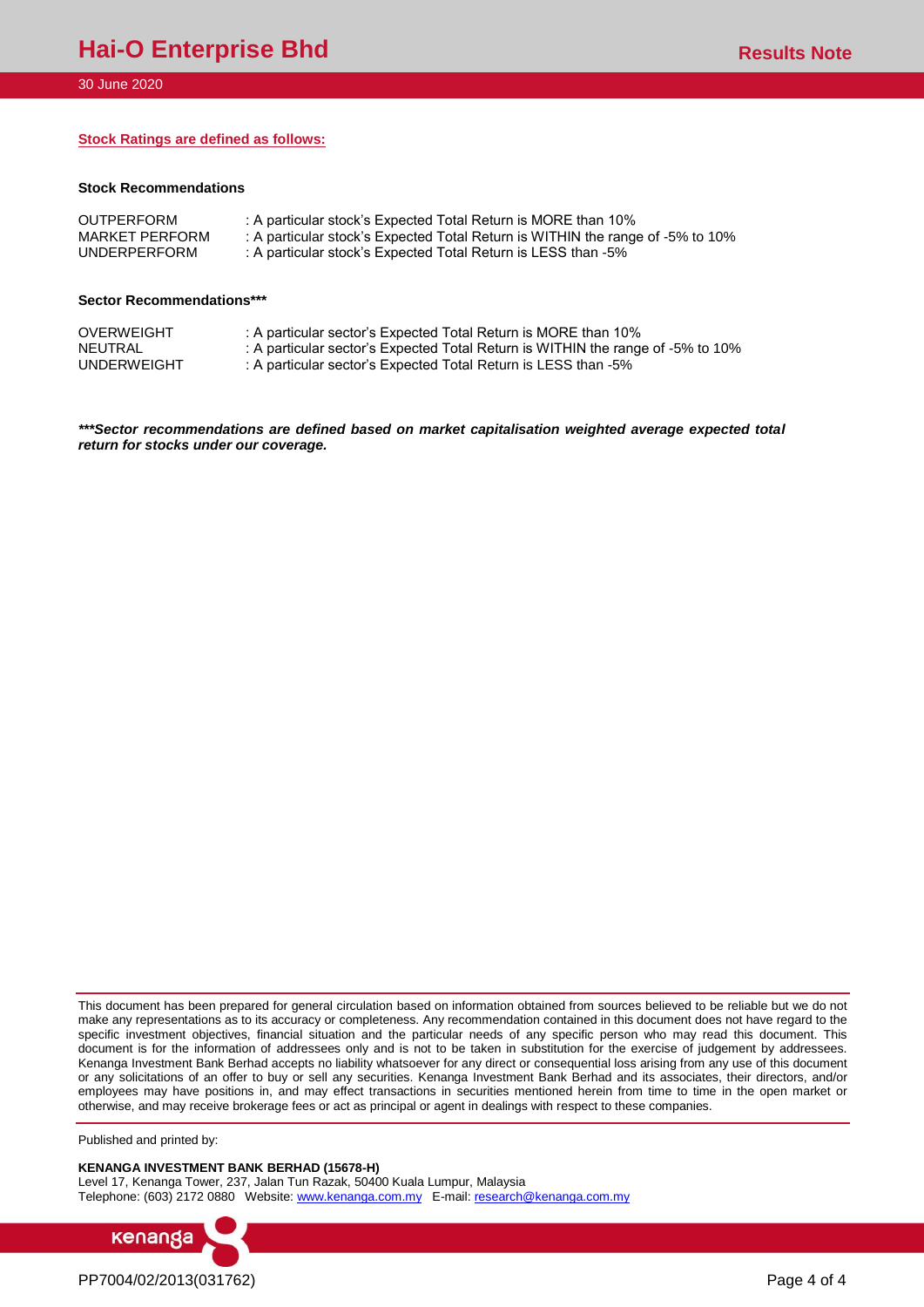**Stock Ratings are defined as follows:**

**Stock Recommendations**

| | |
|---|---|
| OUTPERFORM | : A particular stock's Expected Total Return is MORE than 10% |
| MARKET PERFORM | : A particular stock's Expected Total Return is WITHIN the range of -5% to 10% |
| UNDERPERFORM | : A particular stock's Expected Total Return is LESS than -5% |

**Sector Recommendations*****

| | |
|---|---|
| OVERWEIGHT | : A particular sector's Expected Total Return is MORE than 10% |
| NEUTRAL | : A particular sector's Expected Total Return is WITHIN the range of -5% to 10% |
| UNDERWEIGHT | : A particular sector's Expected Total Return is LESS than -5% |

***\*\*\*Sector recommendations are defined based on market capitalisation weighted average expected total return for stocks under our coverage.***

This document has been prepared for general circulation based on information obtained from sources believed to be reliable but we do not make any representations as to its accuracy or completeness. Any recommendation contained in this document does not have regard to the specific investment objectives, financial situation and the particular needs of any specific person who may read this document. This document is for the information of addressees only and is not to be taken in substitution for the exercise of judgement by addressees. Kenanga Investment Bank Berhad accepts no liability whatsoever for any direct or consequential loss arising from any use of this document or any solicitations of an offer to buy or sell any securities. Kenanga Investment Bank Berhad and its associates, their directors, and/or employees may have positions in, and may effect transactions in securities mentioned herein from time to time in the open market or otherwise, and may receive brokerage fees or act as principal or agent in dealings with respect to these companies.

Published and printed by:

**KENANGA INVESTMENT BANK BERHAD (15678-H)**
Level 17, Kenanga Tower, 237, Jalan Tun Razak, 50400 Kuala Lumpur, Malaysia
Telephone: (603) 2172 0880 Website: www.kenanga.com.my E-mail: research@kenanga.com.my

kenanga

PP7004/02/2013(031762)